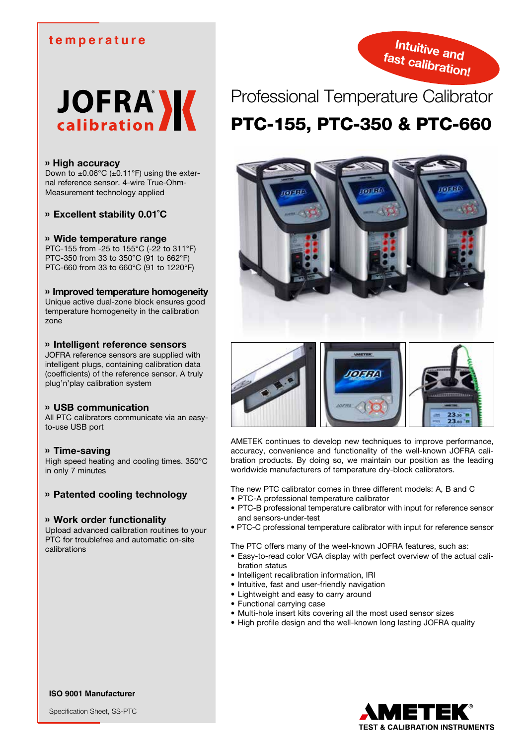temperature

JOFRA calibration

Intuitive and fast calibration!

# Professional Temperature Calibrator

# PTC-155, PTC-350 & PTC-660

### » High accuracy
Down to ±0.06°C (±0.11°F) using the external reference sensor. 4-wire True-Ohm-Measurement technology applied

### » Excellent stability 0.01°C

### » Wide temperature range
PTC-155 from -25 to 155°C (-22 to 311°F)
PTC-350 from 33 to 350°C (91 to 662°F)
PTC-660 from 33 to 660°C (91 to 1220°F)

### » Improved temperature homogeneity
Unique active dual-zone block ensures good temperature homogeneity in the calibration zone

### » Intelligent reference sensors
JOFRA reference sensors are supplied with intelligent plugs, containing calibration data (coefficients) of the reference sensor. A truly plug'n'play calibration system

### » USB communication
All PTC calibrators communicate via an easy-to-use USB port

### » Time-saving
High speed heating and cooling times. 350°C in only 7 minutes

### » Patented cooling technology

### » Work order functionality
Upload advanced calibration routines to your PTC for troublefree and automatic on-site calibrations

AMETEK continues to develop new techniques to improve performance, accuracy, convenience and functionality of the well-known JOFRA calibration products. By doing so, we maintain our position as the leading worldwide manufacturers of temperature dry-block calibrators.

The new PTC calibrator comes in three different models: A, B and C
- PTC-A professional temperature calibrator
- PTC-B professional temperature calibrator with input for reference sensor and sensors-under-test
- PTC-C professional temperature calibrator with input for reference sensor

The PTC offers many of the weel-known JOFRA features, such as:
- Easy-to-read color VGA display with perfect overview of the actual calibration status
- Intelligent recalibration information, IRI
- Intuitive, fast and user-friendly navigation
- Lightweight and easy to carry around
- Functional carrying case
- Multi-hole insert kits covering all the most used sensor sizes
- High profile design and the well-known long lasting JOFRA quality

**ISO 9001 Manufacturer**

Specification Sheet, SS-PTC

AMETEK®
TEST & CALIBRATION INSTRUMENTS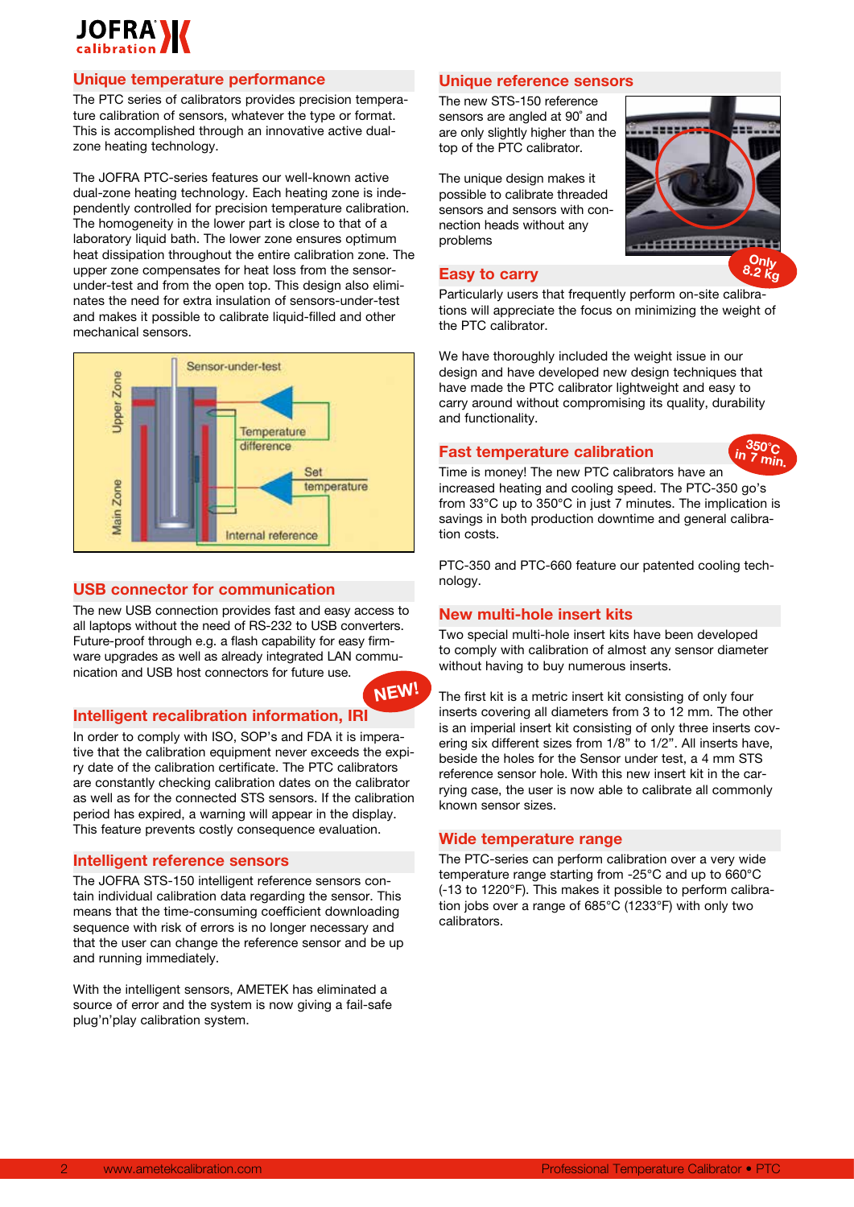## Unique temperature performance

The PTC series of calibrators provides precision temperature calibration of sensors, whatever the type or format. This is accomplished through an innovative active dual-zone heating technology.

The JOFRA PTC-series features our well-known active dual-zone heating technology. Each heating zone is independently controlled for precision temperature calibration. The homogeneity in the lower part is close to that of a laboratory liquid bath. The lower zone ensures optimum heat dissipation throughout the entire calibration zone. The upper zone compensates for heat loss from the sensor-under-test and from the open top. This design also eliminates the need for extra insulation of sensors-under-test and makes it possible to calibrate liquid-filled and other mechanical sensors.

Sensor-under-test

Upper Zone

Main Zone

Temperature difference

Set temperature

Internal reference

## USB connector for communication

The new USB connection provides fast and easy access to all laptops without the need of RS-232 to USB converters. Future-proof through e.g. a flash capability for easy firmware upgrades as well as already integrated LAN communication and USB host connectors for future use.

NEW!

## Intelligent recalibration information, IRI

In order to comply with ISO, SOP's and FDA it is imperative that the calibration equipment never exceeds the expiry date of the calibration certificate. The PTC calibrators are constantly checking calibration dates on the calibrator as well as for the connected STS sensors. If the calibration period has expired, a warning will appear in the display. This feature prevents costly consequence evaluation.

## Intelligent reference sensors

The JOFRA STS-150 intelligent reference sensors contain individual calibration data regarding the sensor. This means that the time-consuming coefficient downloading sequence with risk of errors is no longer necessary and that the user can change the reference sensor and be up and running immediately.

With the intelligent sensors, AMETEK has eliminated a source of error and the system is now giving a fail-safe plug'n'play calibration system.

## Unique reference sensors

The new STS-150 reference sensors are angled at 90˚ and are only slightly higher than the top of the PTC calibrator.

The unique design makes it possible to calibrate threaded sensors and sensors with connection heads without any problems

Only 8.2 kg

## Easy to carry

Particularly users that frequently perform on-site calibrations will appreciate the focus on minimizing the weight of the PTC calibrator.

We have thoroughly included the weight issue in our design and have developed new design techniques that have made the PTC calibrator lightweight and easy to carry around without compromising its quality, durability and functionality.

350°C in 7 min.

## Fast temperature calibration

Time is money! The new PTC calibrators have an increased heating and cooling speed. The PTC-350 go's from 33°C up to 350°C in just 7 minutes. The implication is savings in both production downtime and general calibration costs.

PTC-350 and PTC-660 feature our patented cooling technology.

## New multi-hole insert kits

Two special multi-hole insert kits have been developed to comply with calibration of almost any sensor diameter without having to buy numerous inserts.

The first kit is a metric insert kit consisting of only four inserts covering all diameters from 3 to 12 mm. The other is an imperial insert kit consisting of only three inserts covering six different sizes from 1/8" to 1/2". All inserts have, beside the holes for the Sensor under test, a 4 mm STS reference sensor hole. With this new insert kit in the carrying case, the user is now able to calibrate all commonly known sensor sizes.

## Wide temperature range

The PTC-series can perform calibration over a very wide temperature range starting from -25°C and up to 660°C (-13 to 1220°F). This makes it possible to perform calibration jobs over a range of 685°C (1233°F) with only two calibrators.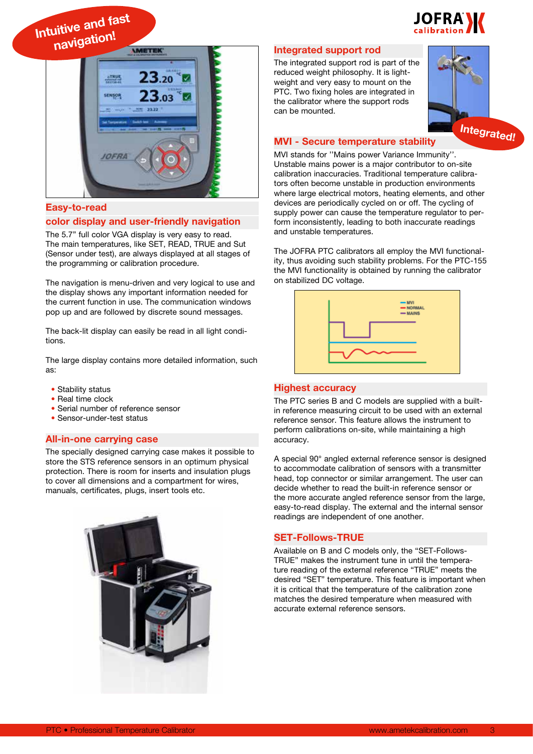Intuitive and fast navigation!

## Easy-to-read color display and user-friendly navigation

The 5.7” full color VGA display is very easy to read. The main temperatures, like SET, READ, TRUE and Sut (Sensor under test), are always displayed at all stages of the programming or calibration procedure.

The navigation is menu-driven and very logical to use and the display shows any important information needed for the current function in use. The communication windows pop up and are followed by discrete sound messages.

The back-lit display can easily be read in all light conditions.

The large display contains more detailed information, such as:

- Stability status
- Real time clock
- Serial number of reference sensor
- Sensor-under-test status

## All-in-one carrying case

The specially designed carrying case makes it possible to store the STS reference sensors in an optimum physical protection. There is room for inserts and insulation plugs to cover all dimensions and a compartment for wires, manuals, certificates, plugs, insert tools etc.

## Integrated support rod

The integrated support rod is part of the reduced weight philosophy. It is lightweight and very easy to mount on the PTC. Two fixing holes are integrated in the calibrator where the support rods can be mounted.

Integrated!

## MVI - Secure temperature stability

MVI stands for ”Mains power Variance Immunity”. Unstable mains power is a major contributor to on-site calibration inaccuracies. Traditional temperature calibrators often become unstable in production environments where large electrical motors, heating elements, and other devices are periodically cycled on or off. The cycling of supply power can cause the temperature regulator to perform inconsistently, leading to both inaccurate readings and unstable temperatures.

The JOFRA PTC calibrators all employ the MVI functionality, thus avoiding such stability problems. For the PTC-155 the MVI functionality is obtained by running the calibrator on stabilized DC voltage.

## Highest accuracy

The PTC series B and C models are supplied with a built-in reference measuring circuit to be used with an external reference sensor. This feature allows the instrument to perform calibrations on-site, while maintaining a high accuracy.

A special 90° angled external reference sensor is designed to accommodate calibration of sensors with a transmitter head, top connector or similar arrangement. The user can decide whether to read the built-in reference sensor or the more accurate angled reference sensor from the large, easy-to-read display. The external and the internal sensor readings are independent of one another.

## SET-Follows-TRUE

Available on B and C models only, the “SET-Follows-TRUE” makes the instrument tune in until the temperature reading of the external reference “TRUE” meets the desired “SET” temperature. This feature is important when it is critical that the temperature of the calibration zone matches the desired temperature when measured with accurate external reference sensors.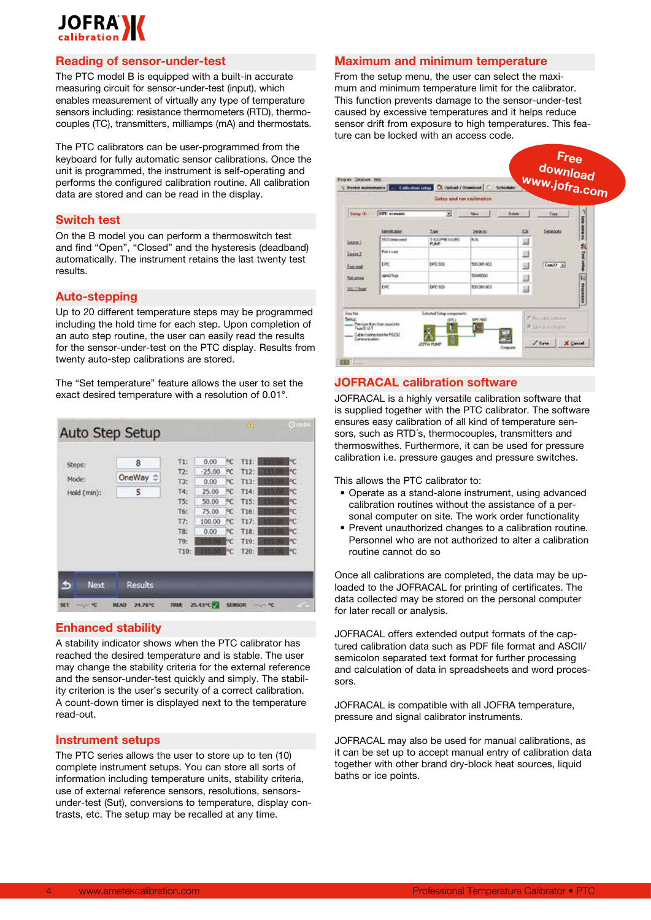## Reading of sensor-under-test

The PTC model B is equipped with a built-in accurate measuring circuit for sensor-under-test (input), which enables measurement of virtually any type of temperature sensors including: resistance thermometers (RTD), thermocouples (TC), transmitters, milliamps (mA) and thermostats.

The PTC calibrators can be user-programmed from the keyboard for fully automatic sensor calibrations. Once the unit is programmed, the instrument is self-operating and performs the configured calibration routine. All calibration data are stored and can be read in the display.

## Switch test

On the B model you can perform a thermoswitch test and find "Open", "Closed" and the hysteresis (deadband) automatically. The instrument retains the last twenty test results.

## Auto-stepping

Up to 20 different temperature steps may be programmed including the hold time for each step. Upon completion of an auto step routine, the user can easily read the results for the sensor-under-test on the PTC display. Results from twenty auto-step calibrations are stored.

The "Set temperature" feature allows the user to set the exact desired temperature with a resolution of 0.01°.

## Enhanced stability

A stability indicator shows when the PTC calibrator has reached the desired temperature and is stable. The user may change the stability criteria for the external reference and the sensor-under-test quickly and simply. The stability criterion is the user's security of a correct calibration. A count-down timer is displayed next to the temperature read-out.

## Instrument setups

The PTC series allows the user to store up to ten (10) complete instrument setups. You can store all sorts of information including temperature units, stability criteria, use of external reference sensors, resolutions, sensors-under-test (Sut), conversions to temperature, display contrasts, etc. The setup may be recalled at any time.

## Maximum and minimum temperature

From the setup menu, the user can select the maximum and minimum temperature limit for the calibrator. This function prevents damage to the sensor-under-test caused by excessive temperatures and it helps reduce sensor drift from exposure to high temperatures. This feature can be locked with an access code.

Free download www.jofra.com

## JOFRACAL calibration software

JOFRACAL is a highly versatile calibration software that is supplied together with the PTC calibrator. The software ensures easy calibration of all kind of temperature sensors, such as RTD´s, thermocouples, transmitters and thermoswithes. Furthermore, it can be used for pressure calibration i.e. pressure gauges and pressure switches.

This allows the PTC calibrator to:

- Operate as a stand-alone instrument, using advanced calibration routines without the assistance of a personal computer on site. The work order functionality
- Prevent unauthorized changes to a calibration routine. Personnel who are not authorized to alter a calibration routine cannot do so

Once all calibrations are completed, the data may be uploaded to the JOFRACAL for printing of certificates. The data collected may be stored on the personal computer for later recall or analysis.

JOFRACAL offers extended output formats of the captured calibration data such as PDF file format and ASCII/semicolon separated text format for further processing and calculation of data in spreadsheets and word processors.

JOFRACAL is compatible with all JOFRA temperature, pressure and signal calibrator instruments.

JOFRACAL may also be used for manual calibrations, as it can be set up to accept manual entry of calibration data together with other brand dry-block heat sources, liquid baths or ice points.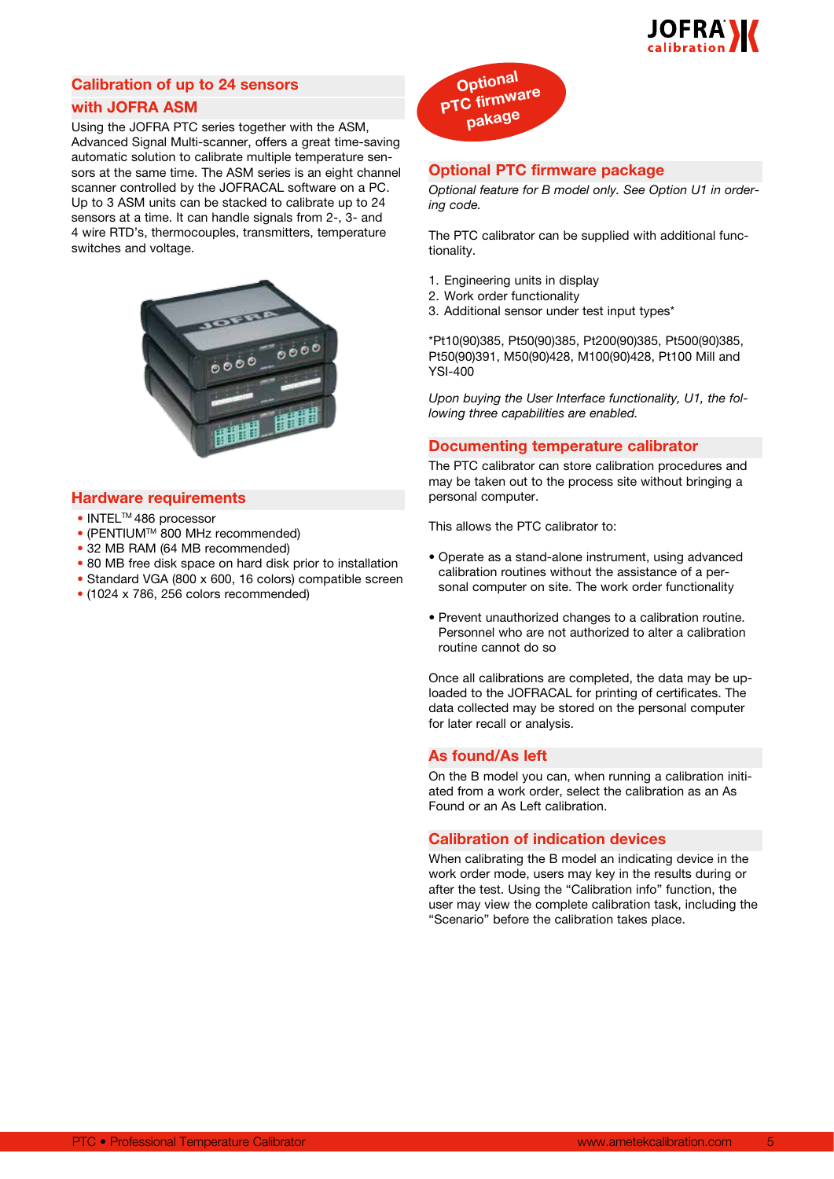## Calibration of up to 24 sensors with JOFRA ASM

Using the JOFRA PTC series together with the ASM, Advanced Signal Multi-scanner, offers a great time-saving automatic solution to calibrate multiple temperature sensors at the same time. The ASM series is an eight channel scanner controlled by the JOFRACAL software on a PC. Up to 3 ASM units can be stacked to calibrate up to 24 sensors at a time. It can handle signals from 2-, 3- and 4 wire RTD's, thermocouples, transmitters, temperature switches and voltage.

## Hardware requirements

- INTEL™ 486 processor
- (PENTIUM™ 800 MHz recommended)
- 32 MB RAM (64 MB recommended)
- 80 MB free disk space on hard disk prior to installation
- Standard VGA (800 x 600, 16 colors) compatible screen
- (1024 x 786, 256 colors recommended)

Optional PTC firmware pakage

## Optional PTC firmware package

*Optional feature for B model only. See Option U1 in ordering code.*

The PTC calibrator can be supplied with additional functionality.

1. Engineering units in display
2. Work order functionality
3. Additional sensor under test input types*

*Pt10(90)385, Pt50(90)385, Pt200(90)385, Pt500(90)385, Pt50(90)391, M50(90)428, M100(90)428, Pt100 Mill and YSI-400

*Upon buying the User Interface functionality, U1, the following three capabilities are enabled.*

## Documenting temperature calibrator

The PTC calibrator can store calibration procedures and may be taken out to the process site without bringing a personal computer.

This allows the PTC calibrator to:

- Operate as a stand-alone instrument, using advanced calibration routines without the assistance of a personal computer on site. The work order functionality
- Prevent unauthorized changes to a calibration routine. Personnel who are not authorized to alter a calibration routine cannot do so

Once all calibrations are completed, the data may be uploaded to the JOFRACAL for printing of certificates. The data collected may be stored on the personal computer for later recall or analysis.

## As found/As left

On the B model you can, when running a calibration initiated from a work order, select the calibration as an As Found or an As Left calibration.

## Calibration of indication devices

When calibrating the B model an indicating device in the work order mode, users may key in the results during or after the test. Using the "Calibration info" function, the user may view the complete calibration task, including the "Scenario" before the calibration takes place.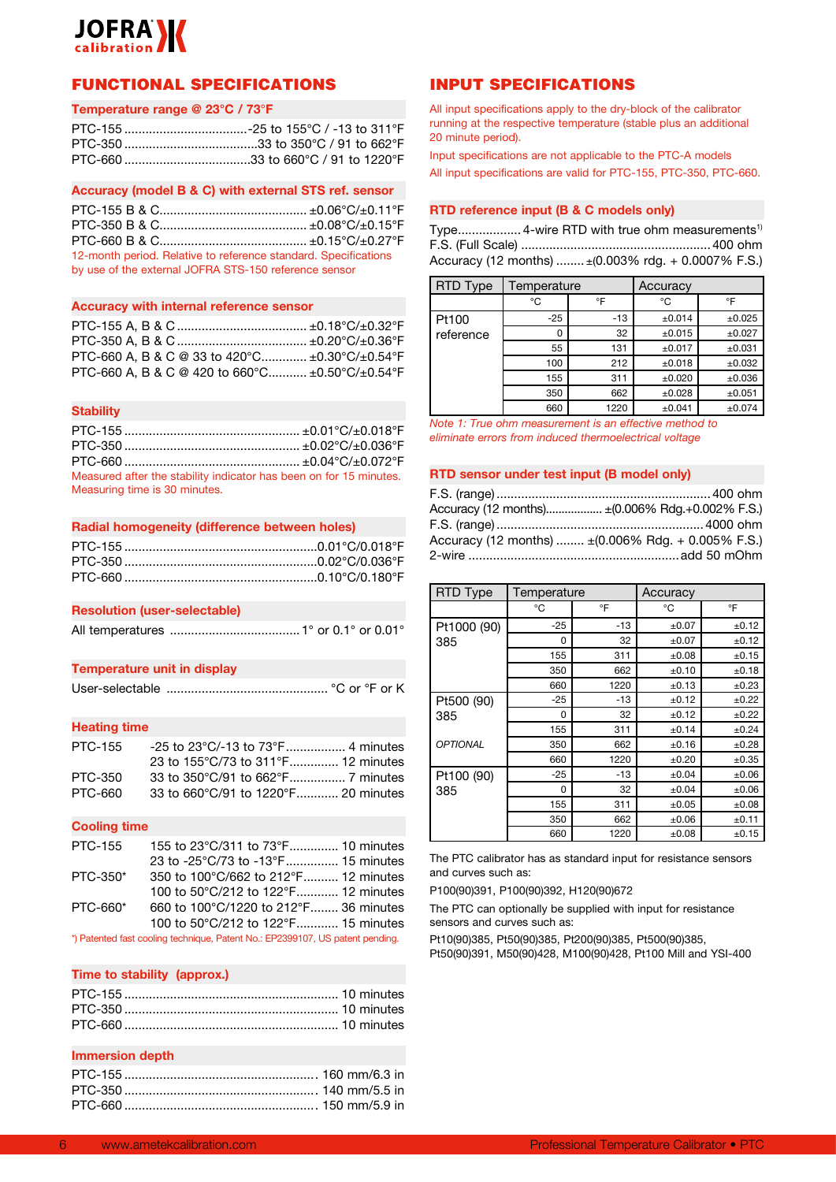## FUNCTIONAL SPECIFICATIONS

### Temperature range @ 23°C / 73°F

PTC-155 ...................................-25 to 155°C / -13 to 311°F
PTC-350 ......................................33 to 350°C / 91 to 662°F
PTC-660 ....................................33 to 660°C / 91 to 1220°F

### Accuracy (model B & C) with external STS ref. sensor

PTC-155 B & C.......................................... ±0.06°C/±0.11°F
PTC-350 B & C.......................................... ±0.08°C/±0.15°F
PTC-660 B & C.......................................... ±0.15°C/±0.27°F
12-month period. Relative to reference standard. Specifications by use of the external JOFRA STS-150 reference sensor

### Accuracy with internal reference sensor

PTC-155 A, B & C..................................... ±0.18°C/±0.32°F
PTC-350 A, B & C..................................... ±0.20°C/±0.36°F
PTC-660 A, B & C @ 33 to 420°C............. ±0.30°C/±0.54°F
PTC-660 A, B & C @ 420 to 660°C........... ±0.50°C/±0.54°F

### Stability

PTC-155 .................................................. ±0.01°C/±0.018°F
PTC-350 .................................................. ±0.02°C/±0.036°F
PTC-660 .................................................. ±0.04°C/±0.072°F
Measured after the stability indicator has been on for 15 minutes. Measuring time is 30 minutes.

### Radial homogeneity (difference between holes)

PTC-155 .......................................................0.01°C/0.018°F
PTC-350 .......................................................0.02°C/0.036°F
PTC-660 .......................................................0.10°C/0.180°F

### Resolution (user-selectable)

All temperatures ..................................... 1° or 0.1° or 0.01°

### Temperature unit in display

User-selectable .............................................. °C or °F or K

### Heating time

PTC-155 -25 to 23°C/-13 to 73°F................. 4 minutes
23 to 155°C/73 to 311°F.............. 12 minutes
PTC-350 33 to 350°C/91 to 662°F................ 7 minutes
PTC-660 33 to 660°C/91 to 1220°F............ 20 minutes

### Cooling time

PTC-155 155 to 23°C/311 to 73°F.............. 10 minutes
23 to -25°C/73 to -13°F.............. 15 minutes
PTC-350* 350 to 100°C/662 to 212°F.......... 12 minutes
100 to 50°C/212 to 122°F............ 12 minutes
PTC-660* 660 to 100°C/1220 to 212°F........ 36 minutes
100 to 50°C/212 to 122°F............ 15 minutes
*) Patented fast cooling technique, Patent No.: EP2399107, US patent pending.

### Time to stability (approx.)

PTC-155 ............................................................ 10 minutes
PTC-350 ............................................................ 10 minutes
PTC-660 ............................................................ 10 minutes

### Immersion depth

PTC-155 ...................................................... 160 mm/6.3 in
PTC-350 ...................................................... 140 mm/5.5 in
PTC-660 ...................................................... 150 mm/5.9 in

## INPUT SPECIFICATIONS

All input specifications apply to the dry-block of the calibrator running at the respective temperature (stable plus an additional 20 minute period).

Input specifications are not applicable to the PTC-A models

All input specifications are valid for PTC-155, PTC-350, PTC-660.

### RTD reference input (B & C models only)

Type.................. 4-wire RTD with true ohm measurements[1]
F.S. (Full Scale) ..................................................... 400 ohm
Accuracy (12 months) ........ ±(0.003% rdg. + 0.0007% F.S.)

| RTD Type | Temperature | | Accuracy | |
|---|---|---|---|---|
| | °C | °F | °C | °F |
| Pt100 reference | -25 | -13 | ±0.014 | ±0.025 |
| | 0 | 32 | ±0.015 | ±0.027 |
| | 55 | 131 | ±0.017 | ±0.031 |
| | 100 | 212 | ±0.018 | ±0.032 |
| | 155 | 311 | ±0.020 | ±0.036 |
| | 350 | 662 | ±0.028 | ±0.051 |
| | 660 | 1220 | ±0.041 | ±0.074 |

*Note 1: True ohm measurement is an effective method to eliminate errors from induced thermoelectrical voltage*

### RTD sensor under test input (B model only)

F.S. (range) ............................................................ 400 ohm
Accuracy (12 months).................. ±(0.006% Rdg.+0.002% F.S.)
F.S. (range) .......................................................... 4000 ohm
Accuracy (12 months) ........ ±(0.006% Rdg. + 0.005% F.S.)
2-wire ........................................................... add 50 mOhm

| RTD Type | Temperature | | Accuracy | |
|---|---|---|---|---|
| | °C | °F | °C | °F |
| Pt1000 (90) 385 | -25 | -13 | ±0.07 | ±0.12 |
| | 0 | 32 | ±0.07 | ±0.12 |
| | 155 | 311 | ±0.08 | ±0.15 |
| | 350 | 662 | ±0.10 | ±0.18 |
| | 660 | 1220 | ±0.13 | ±0.23 |
| Pt500 (90) 385 | -25 | -13 | ±0.12 | ±0.22 |
| | 0 | 32 | ±0.12 | ±0.22 |
| | 155 | 311 | ±0.14 | ±0.24 |
| *OPTIONAL* | 350 | 662 | ±0.16 | ±0.28 |
| | 660 | 1220 | ±0.20 | ±0.35 |
| Pt100 (90) 385 | -25 | -13 | ±0.04 | ±0.06 |
| | 0 | 32 | ±0.04 | ±0.06 |
| | 155 | 311 | ±0.05 | ±0.08 |
| | 350 | 662 | ±0.06 | ±0.11 |
| | 660 | 1220 | ±0.08 | ±0.15 |

The PTC calibrator has as standard input for resistance sensors and curves such as:

P100(90)391, P100(90)392, H120(90)672

The PTC can optionally be supplied with input for resistance sensors and curves such as:

Pt10(90)385, Pt50(90)385, Pt200(90)385, Pt500(90)385, Pt50(90)391, M50(90)428, M100(90)428, Pt100 Mill and YSI-400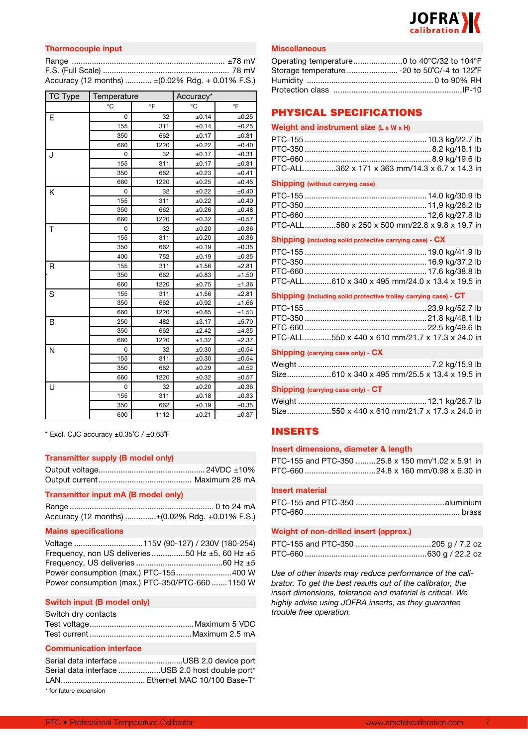## Thermocouple input

Range ........................................................................ ±78 mV
F.S. (Full Scale) ........................................................ 78 mV
Accuracy (12 months) ............ ±(0.02% Rdg. + 0.01% F.S.)

| TC Type | Temperature | | Accuracy* | |
|---|---|---|---|---|
| | °C | °F | °C | °F |
| E | 0 | 32 | ±0.14 | ±0.25 |
| | 155 | 311 | ±0.14 | ±0.25 |
| | 350 | 662 | ±0.17 | ±0.31 |
| | 660 | 1220 | ±0.22 | ±0.40 |
| J | 0 | 32 | ±0.17 | ±0.31 |
| | 155 | 311 | ±0.17 | ±0.31 |
| | 350 | 662 | ±0.23 | ±0.41 |
| | 660 | 1220 | ±0.25 | ±0.45 |
| K | 0 | 32 | ±0.22 | ±0.40 |
| | 155 | 311 | ±0.22 | ±0.40 |
| | 350 | 662 | ±0.26 | ±0.48 |
| | 660 | 1220 | ±0.32 | ±0.57 |
| T | 0 | 32 | ±0.20 | ±0.36 |
| | 155 | 311 | ±0.20 | ±0.36 |
| | 350 | 662 | ±0.19 | ±0.35 |
| | 400 | 752 | ±0.19 | ±0.35 |
| R | 155 | 311 | ±1.56 | ±2.81 |
| | 350 | 662 | ±0.83 | ±1.50 |
| | 660 | 1220 | ±0.75 | ±1.36 |
| S | 155 | 311 | ±1.56 | ±2.81 |
| | 350 | 662 | ±0.92 | ±1.66 |
| | 660 | 1220 | ±0.85 | ±1.53 |
| B | 250 | 482 | ±3.17 | ±5.70 |
| | 350 | 662 | ±2.42 | ±4.35 |
| | 660 | 1220 | ±1.32 | ±2.37 |
| N | 0 | 32 | ±0.30 | ±0.54 |
| | 155 | 311 | ±0.30 | ±0.54 |
| | 350 | 662 | ±0.29 | ±0.52 |
| | 660 | 1220 | ±0.32 | ±0.57 |
| U | 0 | 32 | ±0.20 | ±0.36 |
| | 155 | 311 | ±0.18 | ±0.33 |
| | 350 | 662 | ±0.19 | ±0.35 |
| | 600 | 1112 | ±0.21 | ±0.37 |

* Excl. CJC accuracy ±0.35˚C / ±0.63˚F

## Transmitter supply (B model only)

Output voltage................................................ 24VDC ±10%
Output current.......................................... Maximum 28 mA

## Transmitter input mA (B model only)

Range ................................................................ 0 to 24 mA
Accuracy (12 months) ..............±(0.02% Rdg. +0.01% F.S.)

## Mains specifications

Voltage ...............................115V (90-127) / 230V (180-254)
Frequency, non US deliveries ...............50 Hz ±5, 60 Hz ±5
Frequency, US deliveries .......................................60 Hz ±5
Power consumption (max.) PTC-155.........................400 W
Power consumption (max.) PTC-350/PTC-660 .......1150 W

## Switch input (B model only)

Switch dry contacts
Test voltage..............................................Maximum 5 VDC
Test current .............................................Maximum 2.5 mA

## Communication interface

Serial data interface .............................USB 2.0 device port
Serial data interface ...................USB 2.0 host double port*
LAN...................................... Ethernet MAC 10/100 Base-T*

* for future expansion

## Miscellaneous

Operating temperature......................0 to 40°C/32 to 104°F
Storage temperature ....................... -20 to 50˚C/-4 to 122˚F
Humidity ........................................................0 to 90% RH
Protection class .........................................................IP-10

# PHYSICAL SPECIFICATIONS

## Weight and instrument size (L x W x H)

PTC-155 ..................................................... 10.3 kg/22.7 lb
PTC-350 ....................................................... 8.2 kg/18.1 lb
PTC-660 ....................................................... 8.9 kg/19.6 lb
PTC-ALL.............362 x 171 x 363 mm/14.3 x 6.7 x 14.3 in

## Shipping (without carrying case)

PTC-155 ..................................................... 14.0 kg/30.9 lb
PTC-350 ..................................................... 11,9 kg/26.2 lb
PTC-660 ..................................................... 12,6 kg/27.8 lb
PTC-ALL..............580 x 250 x 500 mm/22.8 x 9.8 x 19.7 in

## Shipping (including solid protective carrying case) - CX

PTC-155 ..................................................... 19.0 kg/41.9 lb
PTC-350 ..................................................... 16.9 kg/37.2 lb
PTC-660 ..................................................... 17.6 kg/38.8 lb
PTC-ALL............610 x 340 x 495 mm/24.0 x 13.4 x 19.5 in

## Shipping (including solid protective trolley carrying case) - CT

PTC-155 ..................................................... 23.9 kg/52.7 lb
PTC-350 ..................................................... 21.8 kg/48.1 lb
PTC-660 ..................................................... 22.5 kg/49.6 lb
PTC-ALL............550 x 440 x 610 mm/21.7 x 17.3 x 24.0 in

## Shipping (carrying case only) - CX

Weight ......................................................... 7.2 kg/15.9 lb
Size....................610 x 340 x 495 mm/25.5 x 13.4 x 19.5 in

## Shipping (carrying case only) - CT

Weight ....................................................... 12.1 kg/26.7 lb
Size....................550 x 440 x 610 mm/21.7 x 17.3 x 24.0 in

# INSERTS

## Insert dimensions, diameter & length

PTC-155 and PTC-350 .........25.8 x 150 mm/1.02 x 5.91 in
PTC-660 ................................24.8 x 160 mm/0.98 x 6.30 in

## Insert material

PTC-155 and PTC-350 ........................................aluminium
PTC-660 ...................................................................... brass

## Weight of non-drilled insert (approx.)

PTC-155 and PTC-350 ..................................205 g / 7.2 oz
PTC-660 ......................................................630 g / 22.2 oz

*Use of other inserts may reduce performance of the calibrator. To get the best results out of the calibrator, the insert dimensions, tolerance and material is critical. We highly advise using JOFRA inserts, as they guarantee trouble free operation.*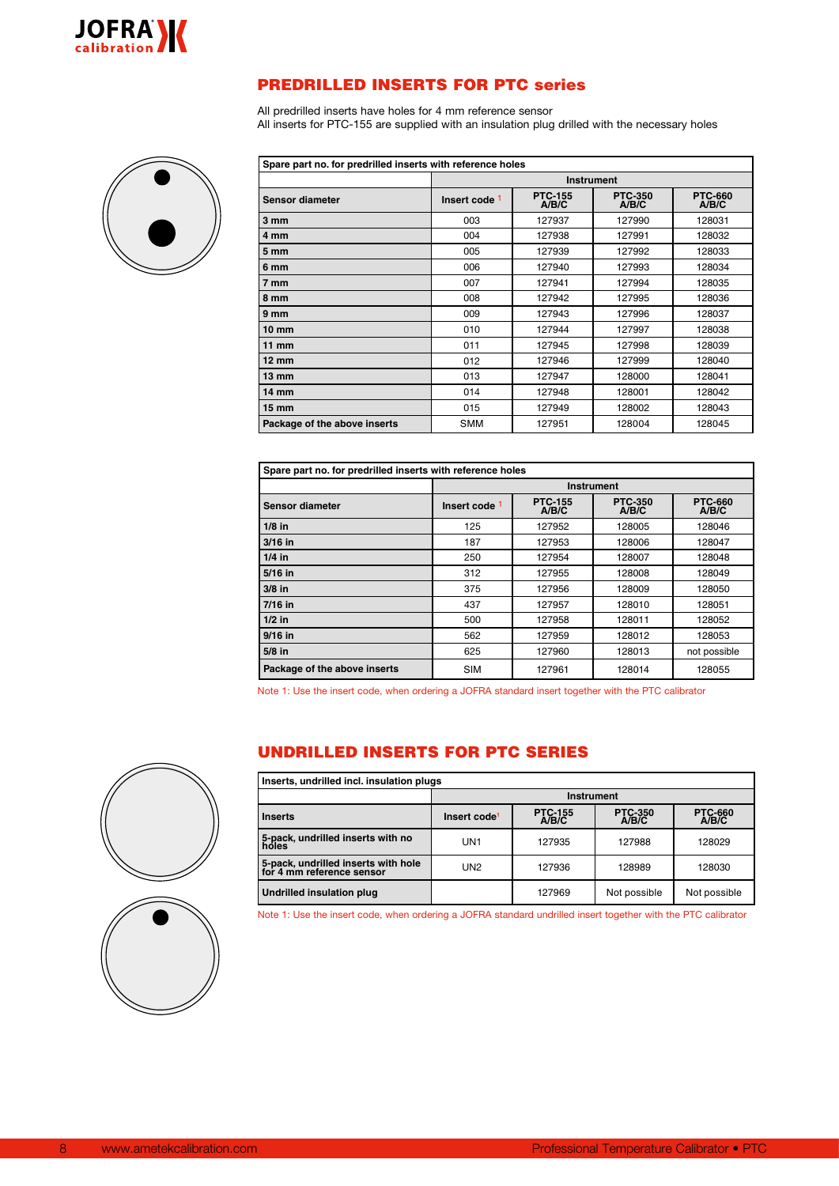## PREDRILLED INSERTS FOR PTC series

All predrilled inserts have holes for 4 mm reference sensor
All inserts for PTC-155 are supplied with an insulation plug drilled with the necessary holes

| Spare part no. for predrilled inserts with reference holes | | | | |
|---|---|---|---|---|
| | | Instrument | | |
| Sensor diameter | Insert code [1] | PTC-155 A/B/C | PTC-350 A/B/C | PTC-660 A/B/C |
| **3 mm** | 003 | 127937 | 127990 | 128031 |
| **4 mm** | 004 | 127938 | 127991 | 128032 |
| **5 mm** | 005 | 127939 | 127992 | 128033 |
| **6 mm** | 006 | 127940 | 127993 | 128034 |
| **7 mm** | 007 | 127941 | 127994 | 128035 |
| **8 mm** | 008 | 127942 | 127995 | 128036 |
| **9 mm** | 009 | 127943 | 127996 | 128037 |
| **10 mm** | 010 | 127944 | 127997 | 128038 |
| **11 mm** | 011 | 127945 | 127998 | 128039 |
| **12 mm** | 012 | 127946 | 127999 | 128040 |
| **13 mm** | 013 | 127947 | 128000 | 128041 |
| **14 mm** | 014 | 127948 | 128001 | 128042 |
| **15 mm** | 015 | 127949 | 128002 | 128043 |
| **Package of the above inserts** | SMM | 127951 | 128004 | 128045 |

| Spare part no. for predrilled inserts with reference holes | | | | |
|---|---|---|---|---|
| | | Instrument | | |
| Sensor diameter | Insert code [1] | PTC-155 A/B/C | PTC-350 A/B/C | PTC-660 A/B/C |
| **1/8 in** | 125 | 127952 | 128005 | 128046 |
| **3/16 in** | 187 | 127953 | 128006 | 128047 |
| **1/4 in** | 250 | 127954 | 128007 | 128048 |
| **5/16 in** | 312 | 127955 | 128008 | 128049 |
| **3/8 in** | 375 | 127956 | 128009 | 128050 |
| **7/16 in** | 437 | 127957 | 128010 | 128051 |
| **1/2 in** | 500 | 127958 | 128011 | 128052 |
| **9/16 in** | 562 | 127959 | 128012 | 128053 |
| **5/8 in** | 625 | 127960 | 128013 | not possible |
| **Package of the above inserts** | SIM | 127961 | 128014 | 128055 |

Note 1: Use the insert code, when ordering a JOFRA standard insert together with the PTC calibrator

## UNDRILLED INSERTS FOR PTC SERIES

| Inserts, undrilled incl. insulation plugs | | | | |
|---|---|---|---|---|
| | | Instrument | | |
| Inserts | Insert code [1] | PTC-155 A/B/C | PTC-350 A/B/C | PTC-660 A/B/C |
| **5-pack, undrilled inserts with no holes** | UN1 | 127935 | 127988 | 128029 |
| **5-pack, undrilled inserts with hole for 4 mm reference sensor** | UN2 | 127936 | 128989 | 128030 |
| **Undrilled insulation plug** | | 127969 | Not possible | Not possible |

Note 1: Use the insert code, when ordering a JOFRA standard undrilled insert together with the PTC calibrator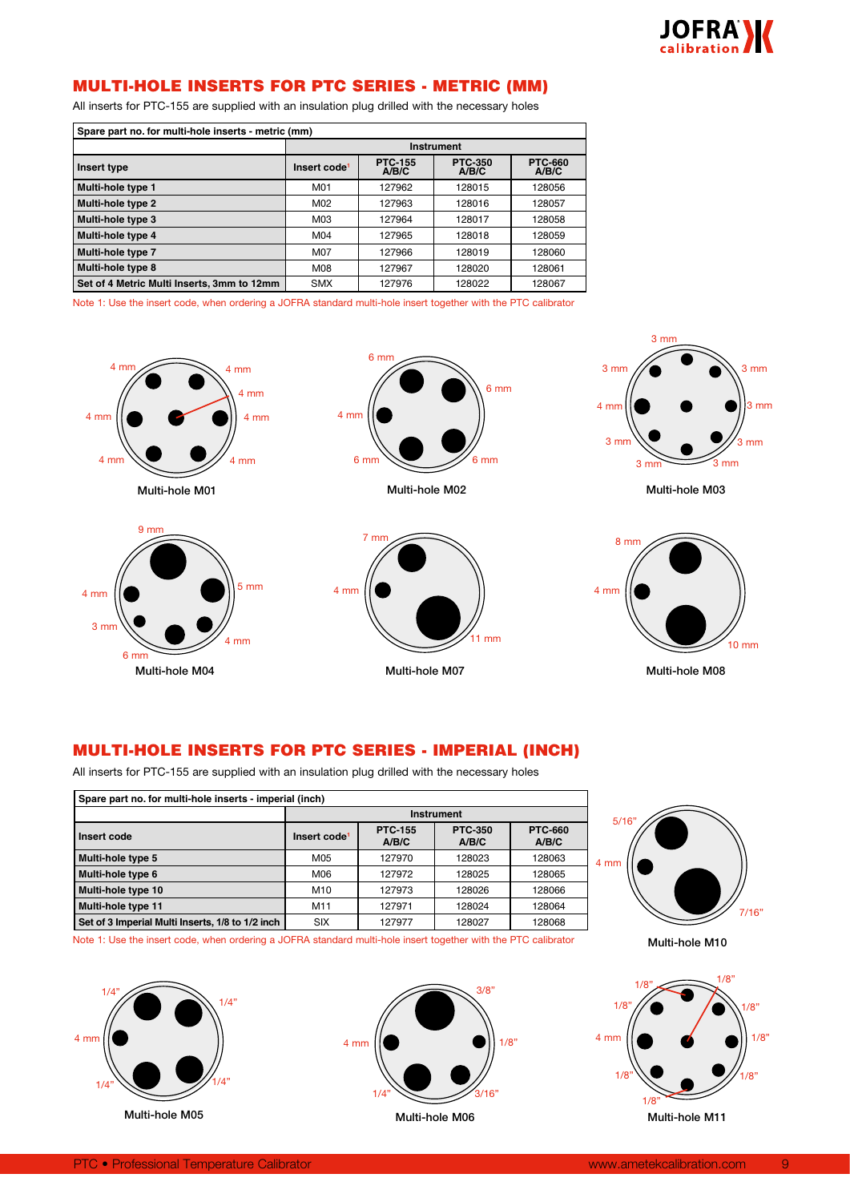## MULTI-HOLE INSERTS FOR PTC SERIES - METRIC (MM)

All inserts for PTC-155 are supplied with an insulation plug drilled with the necessary holes

| Spare part no. for multi-hole inserts - metric (mm) | | | | |
|---|---|---|---|---|
| | Instrument | | | |
| Insert type | Insert code[1] | PTC-155 A/B/C | PTC-350 A/B/C | PTC-660 A/B/C |
| Multi-hole type 1 | M01 | 127962 | 128015 | 128056 |
| Multi-hole type 2 | M02 | 127963 | 128016 | 128057 |
| Multi-hole type 3 | M03 | 127964 | 128017 | 128058 |
| Multi-hole type 4 | M04 | 127965 | 128018 | 128059 |
| Multi-hole type 7 | M07 | 127966 | 128019 | 128060 |
| Multi-hole type 8 | M08 | 127967 | 128020 | 128061 |
| Set of 4 Metric Multi Inserts, 3mm to 12mm | SMX | 127976 | 128022 | 128067 |

Note 1: Use the insert code, when ordering a JOFRA standard multi-hole insert together with the PTC calibrator

Multi-hole M01

Multi-hole M02

Multi-hole M03

Multi-hole M04

Multi-hole M07

Multi-hole M08

## MULTI-HOLE INSERTS FOR PTC SERIES - IMPERIAL (INCH)

All inserts for PTC-155 are supplied with an insulation plug drilled with the necessary holes

| Spare part no. for multi-hole inserts - imperial (inch) | | | | |
|---|---|---|---|---|
| | Instrument | | | |
| Insert code | Insert code[1] | PTC-155 A/B/C | PTC-350 A/B/C | PTC-660 A/B/C |
| Multi-hole type 5 | M05 | 127970 | 128023 | 128063 |
| Multi-hole type 6 | M06 | 127972 | 128025 | 128065 |
| Multi-hole type 10 | M10 | 127973 | 128026 | 128066 |
| Multi-hole type 11 | M11 | 127971 | 128024 | 128064 |
| Set of 3 Imperial Multi Inserts, 1/8 to 1/2 inch | SIX | 127977 | 128027 | 128068 |

Note 1: Use the insert code, when ordering a JOFRA standard multi-hole insert together with the PTC calibrator

Multi-hole M10

Multi-hole M05

Multi-hole M06

Multi-hole M11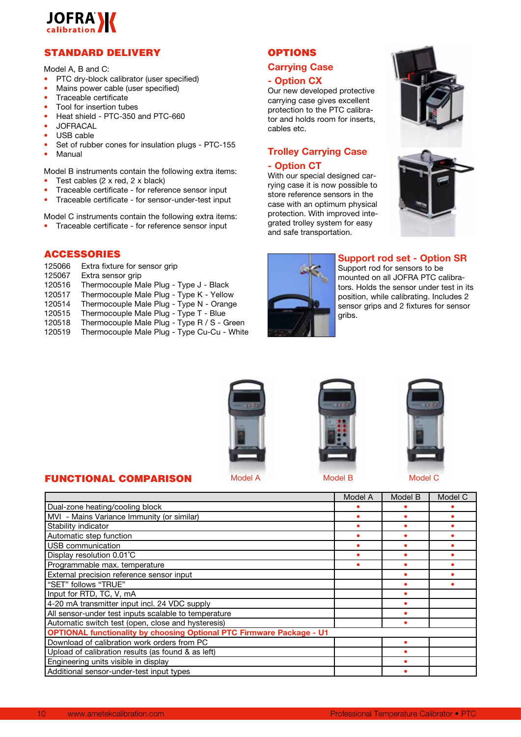## STANDARD DELIVERY

Model A, B and C:

- PTC dry-block calibrator (user specified)
- Mains power cable (user specified)
- Traceable certificate
- Tool for insertion tubes
- Heat shield - PTC-350 and PTC-660
- JOFRACAL
- USB cable
- Set of rubber cones for insulation plugs - PTC-155
- Manual

Model B instruments contain the following extra items:

- Test cables (2 x red, 2 x black)
- Traceable certificate - for reference sensor input
- Traceable certificate - for sensor-under-test input

Model C instruments contain the following extra items:

- Traceable certificate - for reference sensor input

## ACCESSORIES

| | |
|---|---|
| 125066 | Extra fixture for sensor grip |
| 125067 | Extra sensor grip |
| 120516 | Thermocouple Male Plug - Type J - Black |
| 120517 | Thermocouple Male Plug - Type K - Yellow |
| 120514 | Thermocouple Male Plug - Type N - Orange |
| 120515 | Thermocouple Male Plug - Type T - Blue |
| 120518 | Thermocouple Male Plug - Type R / S - Green |
| 120519 | Thermocouple Male Plug - Type Cu-Cu - White |

## OPTIONS

### Carrying Case - Option CX

Our new developed protective carrying case gives excellent protection to the PTC calibrator and holds room for inserts, cables etc.

### Trolley Carrying Case - Option CT

With our special designed carrying case it is now possible to store reference sensors in the case with an optimum physical protection. With improved integrated trolley system for easy and safe transportation.

### Support rod set - Option SR

Support rod for sensors to be mounted on all JOFRA PTC calibrators. Holds the sensor under test in its position, while calibrating. Includes 2 sensor grips and 2 fixtures for sensor gribs.

## FUNCTIONAL COMPARISON

Model A &nbsp;&nbsp;&nbsp; Model B &nbsp;&nbsp;&nbsp; Model C

| | Model A | Model B | Model C |
|---|---|---|---|
| Dual-zone heating/cooling block | • | • | • |
| MVI - Mains Variance Immunity (or similar) | • | • | • |
| Stability indicator | • | • | • |
| Automatic step function | • | • | • |
| USB communication | • | • | • |
| Display resolution 0.01°C | • | • | • |
| Programmable max. temperature | • | • | • |
| External precision reference sensor input | | • | • |
| "SET" follows "TRUE" | | • | • |
| Input for RTD, TC, V, mA | | • | |
| 4-20 mA transmitter input incl. 24 VDC supply | | • | |
| All sensor-under test inputs scalable to temperature | | • | |
| Automatic switch test (open, close and hysteresis) | | • | |
| **OPTIONAL functionality by choosing Optional PTC Firmware Package - U1** | | | |
| Download of calibration work orders from PC | | • | |
| Upload of calibration results (as found & as left) | | • | |
| Engineering units visible in display | | • | |
| Additional sensor-under-test input types | | • | |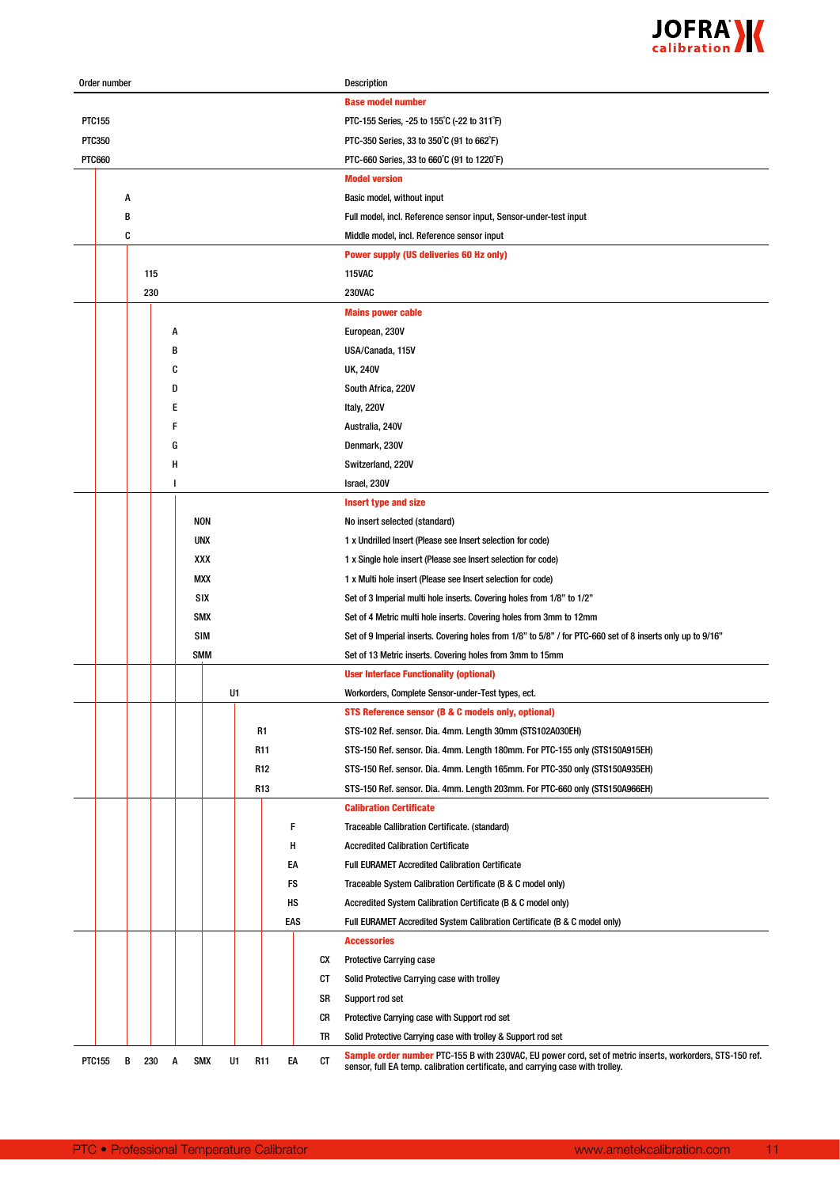| Order number | Description |
|---|---|
| | **Base model number** |
| PTC155 | PTC-155 Series, -25 to 155˚C (-22 to 311˚F) |
| PTC350 | PTC-350 Series, 33 to 350˚C (91 to 662˚F) |
| PTC660 | PTC-660 Series, 33 to 660˚C (91 to 1220˚F) |
| | **Model version** |
| A | Basic model, without input |
| B | Full model, incl. Reference sensor input, Sensor-under-test input |
| C | Middle model, incl. Reference sensor input |
| | **Power supply (US deliveries 60 Hz only)** |
| 115 | 115VAC |
| 230 | 230VAC |
| | **Mains power cable** |
| A | European, 230V |
| B | USA/Canada, 115V |
| C | UK, 240V |
| D | South Africa, 220V |
| E | Italy, 220V |
| F | Australia, 240V |
| G | Denmark, 230V |
| H | Switzerland, 220V |
| I | Israel, 230V |
| | **Insert type and size** |
| NON | No insert selected (standard) |
| UNX | 1 x Undrilled Insert (Please see Insert selection for code) |
| XXX | 1 x Single hole insert (Please see Insert selection for code) |
| MXX | 1 x Multi hole insert (Please see Insert selection for code) |
| SIX | Set of 3 Imperial multi hole inserts. Covering holes from 1/8" to 1/2" |
| SMX | Set of 4 Metric multi hole inserts. Covering holes from 3mm to 12mm |
| SIM | Set of 9 Imperial inserts. Covering holes from 1/8" to 5/8" / for PTC-660 set of 8 inserts only up to 9/16" |
| SMM | Set of 13 Metric inserts. Covering holes from 3mm to 15mm |
| | **User Interface Functionality (optional)** |
| U1 | Workorders, Complete Sensor-under-Test types, ect. |
| | **STS Reference sensor (B & C models only, optional)** |
| R1 | STS-102 Ref. sensor. Dia. 4mm. Length 30mm (STS102A030EH) |
| R11 | STS-150 Ref. sensor. Dia. 4mm. Length 180mm. For PTC-155 only (STS150A915EH) |
| R12 | STS-150 Ref. sensor. Dia. 4mm. Length 165mm. For PTC-350 only (STS150A935EH) |
| R13 | STS-150 Ref. sensor. Dia. 4mm. Length 203mm. For PTC-660 only (STS150A966EH) |
| | **Calibration Certificate** |
| F | Traceable Callibration Certificate. (standard) |
| H | Accredited Calibration Certificate |
| EA | Full EURAMET Accredited Calibration Certificate |
| FS | Traceable System Calibration Certificate (B & C model only) |
| HS | Accredited System Calibration Certificate (B & C model only) |
| EAS | Full EURAMET Accredited System Calibration Certificate (B & C model only) |
| | **Accessories** |
| CX | Protective Carrying case |
| CT | Solid Protective Carrying case with trolley |
| SR | Support rod set |
| CR | Protective Carrying case with Support rod set |
| TR | Solid Protective Carrying case with trolley & Support rod set |
| PTC155 B 230 A SMX U1 R11 EA CT | **Sample order number** PTC-155 B with 230VAC, EU power cord, set of metric inserts, workorders, STS-150 ref. sensor, full EA temp. calibration certificate, and carrying case with trolley. |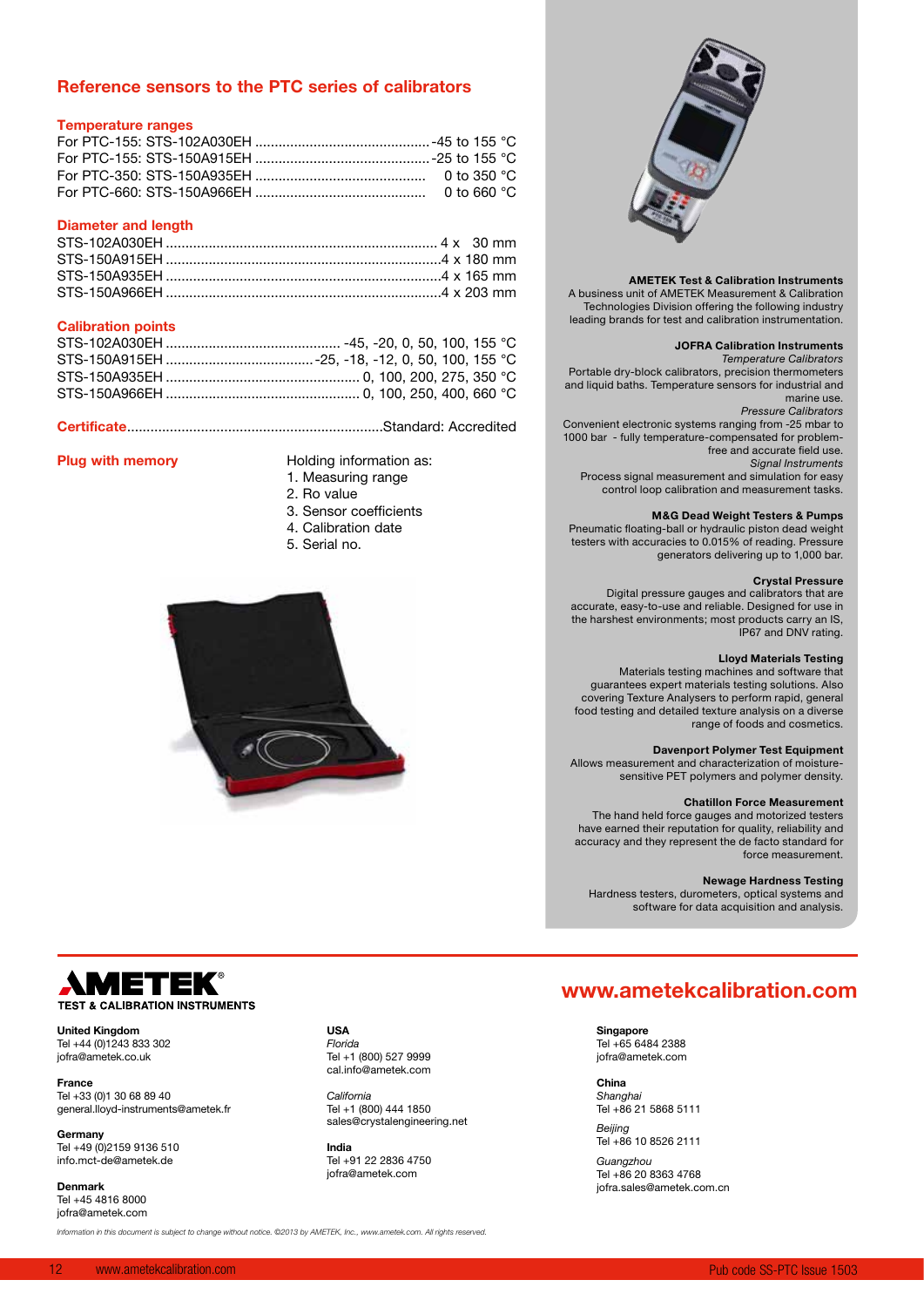## Reference sensors to the PTC series of calibrators

### Temperature ranges

For PTC-155: STS-102A030EH ............................................-45 to 155 °C
For PTC-155: STS-150A915EH ............................................-25 to 155 °C
For PTC-350: STS-150A935EH ............................................ 0 to 350 °C
For PTC-660: STS-150A966EH ............................................ 0 to 660 °C

### Diameter and length

STS-102A030EH ..................................................................... 4 x 30 mm
STS-150A915EH .....................................................................4 x 180 mm
STS-150A935EH .....................................................................4 x 165 mm
STS-150A966EH .....................................................................4 x 203 mm

### Calibration points

STS-102A030EH ............................................ -45, -20, 0, 50, 100, 155 °C
STS-150A915EH .....................................-25, -18, -12, 0, 50, 100, 155 °C
STS-150A935EH ................................................. 0, 100, 200, 275, 350 °C
STS-150A966EH ................................................. 0, 100, 250, 400, 660 °C

### Certificate.................................................................Standard: Accredited

### Plug with memory

Holding information as:

1. Measuring range
2. Ro value
3. Sensor coefficients
4. Calibration date
5. Serial no.

**AMETEK Test & Calibration Instruments**
A business unit of AMETEK Measurement & Calibration Technologies Division offering the following industry leading brands for test and calibration instrumentation.

**JOFRA Calibration Instruments**
*Temperature Calibrators*
Portable dry-block calibrators, precision thermometers and liquid baths. Temperature sensors for industrial and marine use.
*Pressure Calibrators*
Convenient electronic systems ranging from -25 mbar to 1000 bar - fully temperature-compensated for problem-free and accurate field use.
*Signal Instruments*
Process signal measurement and simulation for easy control loop calibration and measurement tasks.

**M&G Dead Weight Testers & Pumps**
Pneumatic floating-ball or hydraulic piston dead weight testers with accuracies to 0.015% of reading. Pressure generators delivering up to 1,000 bar.

**Crystal Pressure**
Digital pressure gauges and calibrators that are accurate, easy-to-use and reliable. Designed for use in the harshest environments; most products carry an IS, IP67 and DNV rating.

**Lloyd Materials Testing**
Materials testing machines and software that guarantees expert materials testing solutions. Also covering Texture Analysers to perform rapid, general food testing and detailed texture analysis on a diverse range of foods and cosmetics.

**Davenport Polymer Test Equipment**
Allows measurement and characterization of moisture-sensitive PET polymers and polymer density.

**Chatillon Force Measurement**
The hand held force gauges and motorized testers have earned their reputation for quality, reliability and accuracy and they represent the de facto standard for force measurement.

**Newage Hardness Testing**
Hardness testers, durometers, optical systems and software for data acquisition and analysis.

**AMETEK®**
**TEST & CALIBRATION INSTRUMENTS**

**www.ametekcalibration.com**

**United Kingdom**
Tel +44 (0)1243 833 302
jofra@ametek.co.uk

**France**
Tel +33 (0)1 30 68 89 40
general.lloyd-instruments@ametek.fr

**Germany**
Tel +49 (0)2159 9136 510
info.mct-de@ametek.de

**Denmark**
Tel +45 4816 8000
jofra@ametek.com

**USA**
*Florida*
Tel +1 (800) 527 9999
cal.info@ametek.com

*California*
Tel +1 (800) 444 1850
sales@crystalengineering.net

**India**
Tel +91 22 2836 4750
jofra@ametek.com

**Singapore**
Tel +65 6484 2388
jofra@ametek.com

**China**
*Shanghai*
Tel +86 21 5868 5111

*Beijing*
Tel +86 10 8526 2111

*Guangzhou*
Tel +86 20 8363 4768
jofra.sales@ametek.com.cn

*Information in this document is subject to change without notice. ©2013 by AMETEK, Inc., www.ametek.com. All rights reserved.*

Pub code SS-PTC Issue 1503